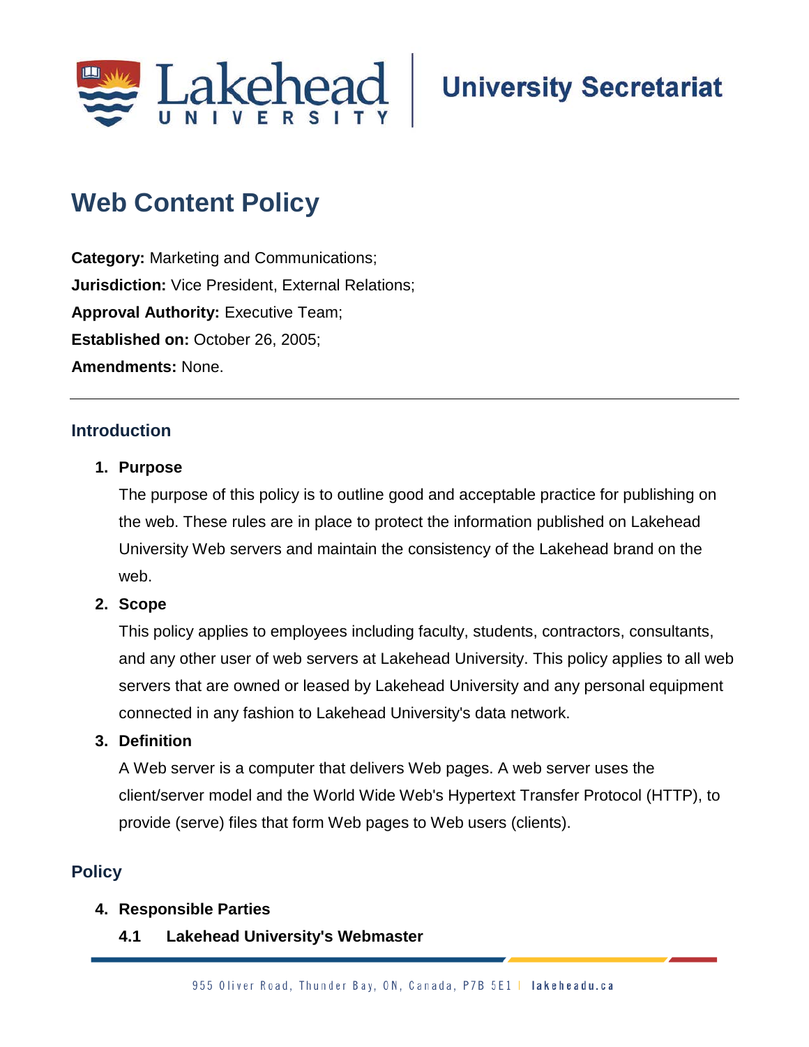# Web Content Policy

**Category:** Marketing and Communications;
**Jurisdiction:** Vice President, External Relations;
**Approval Authority:** Executive Team;
**Established on:** October 26, 2005;
**Amendments:** None.

---

## Introduction

1. **Purpose**

   The purpose of this policy is to outline good and acceptable practice for publishing on the web. These rules are in place to protect the information published on Lakehead University Web servers and maintain the consistency of the Lakehead brand on the web.

2. **Scope**

   This policy applies to employees including faculty, students, contractors, consultants, and any other user of web servers at Lakehead University. This policy applies to all web servers that are owned or leased by Lakehead University and any personal equipment connected in any fashion to Lakehead University's data network.

3. **Definition**

   A Web server is a computer that delivers Web pages. A web server uses the client/server model and the World Wide Web's Hypertext Transfer Protocol (HTTP), to provide (serve) files that form Web pages to Web users (clients).

## Policy

4. **Responsible Parties**

   **4.1 Lakehead University's Webmaster**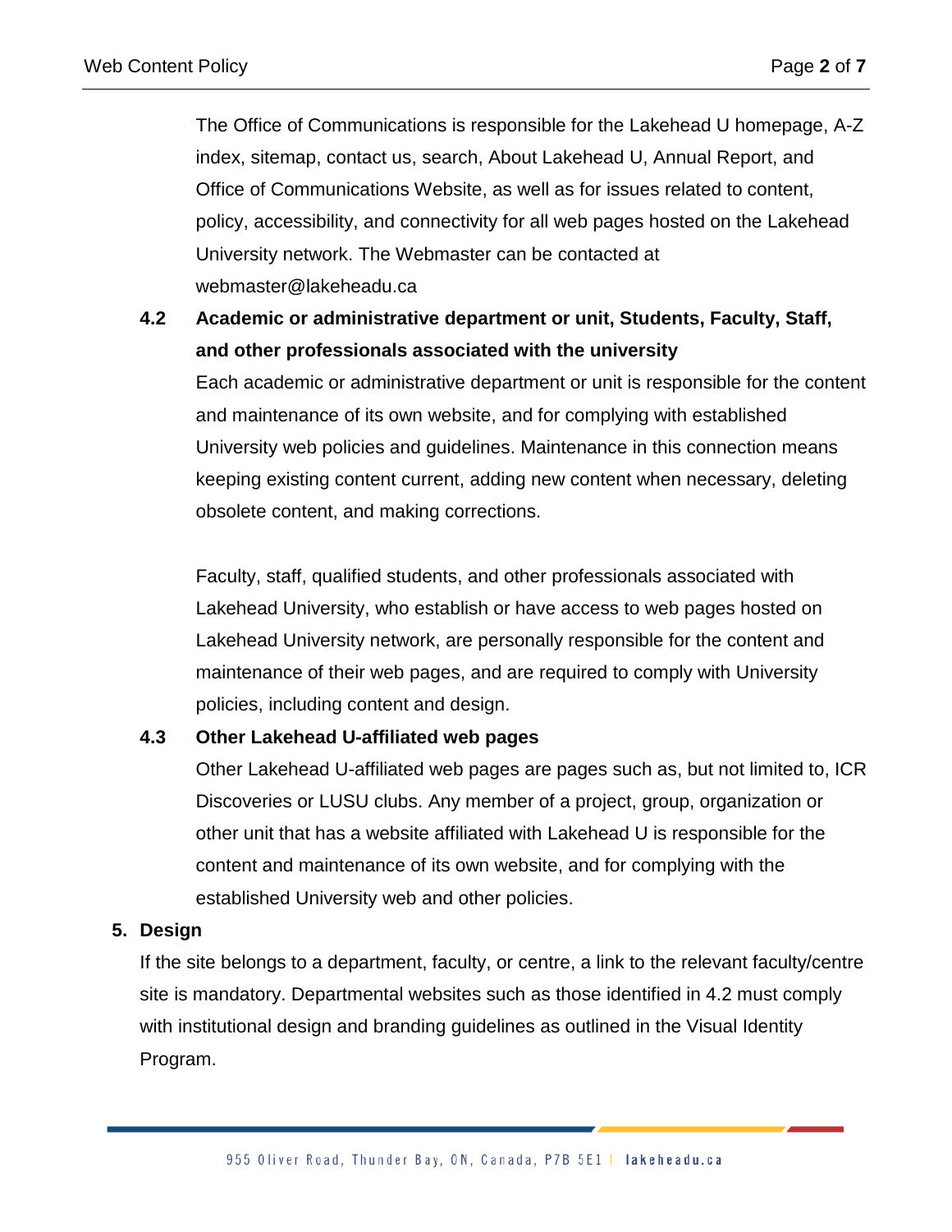The Office of Communications is responsible for the Lakehead U homepage, A-Z index, sitemap, contact us, search, About Lakehead U, Annual Report, and Office of Communications Website, as well as for issues related to content, policy, accessibility, and connectivity for all web pages hosted on the Lakehead University network. The Webmaster can be contacted at webmaster@lakeheadu.ca

### 4.2 Academic or administrative department or unit, Students, Faculty, Staff, and other professionals associated with the university

Each academic or administrative department or unit is responsible for the content and maintenance of its own website, and for complying with established University web policies and guidelines. Maintenance in this connection means keeping existing content current, adding new content when necessary, deleting obsolete content, and making corrections.

Faculty, staff, qualified students, and other professionals associated with Lakehead University, who establish or have access to web pages hosted on Lakehead University network, are personally responsible for the content and maintenance of their web pages, and are required to comply with University policies, including content and design.

### 4.3 Other Lakehead U-affiliated web pages

Other Lakehead U-affiliated web pages are pages such as, but not limited to, ICR Discoveries or LUSU clubs. Any member of a project, group, organization or other unit that has a website affiliated with Lakehead U is responsible for the content and maintenance of its own website, and for complying with the established University web and other policies.

## 5. Design

If the site belongs to a department, faculty, or centre, a link to the relevant faculty/centre site is mandatory. Departmental websites such as those identified in 4.2 must comply with institutional design and branding guidelines as outlined in the Visual Identity Program.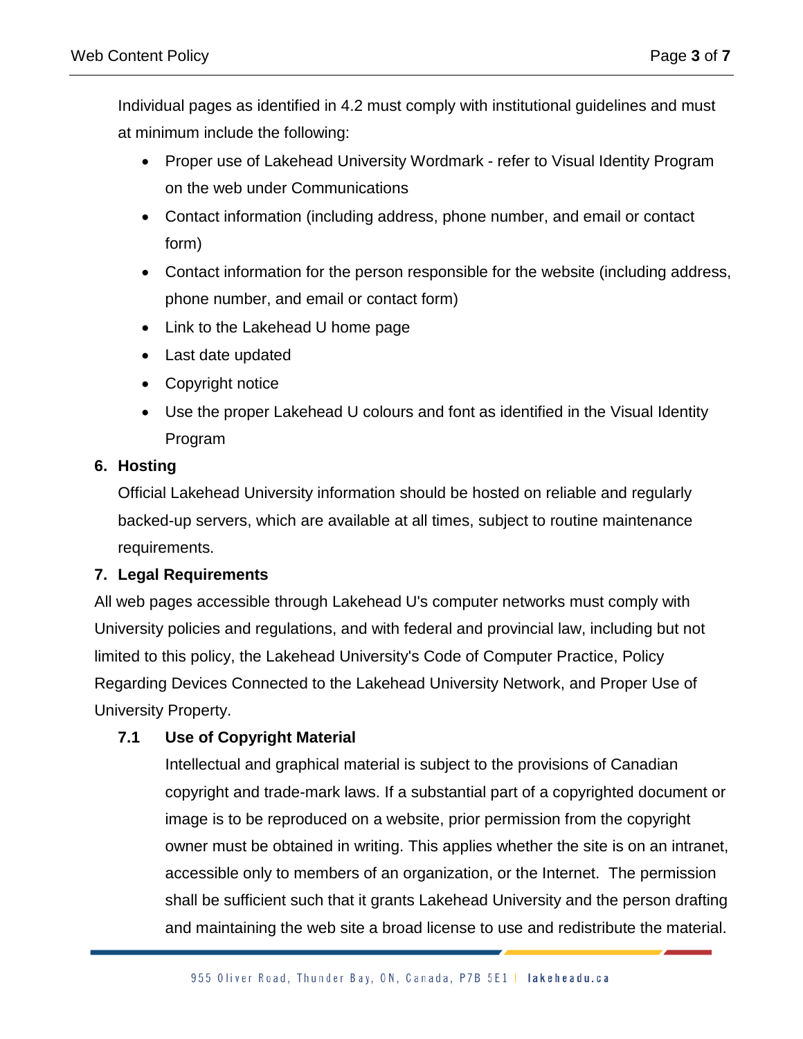Individual pages as identified in 4.2 must comply with institutional guidelines and must at minimum include the following:

- Proper use of Lakehead University Wordmark - refer to Visual Identity Program on the web under Communications
- Contact information (including address, phone number, and email or contact form)
- Contact information for the person responsible for the website (including address, phone number, and email or contact form)
- Link to the Lakehead U home page
- Last date updated
- Copyright notice
- Use the proper Lakehead U colours and font as identified in the Visual Identity Program

## 6. Hosting

Official Lakehead University information should be hosted on reliable and regularly backed-up servers, which are available at all times, subject to routine maintenance requirements.

## 7. Legal Requirements

All web pages accessible through Lakehead U's computer networks must comply with University policies and regulations, and with federal and provincial law, including but not limited to this policy, the Lakehead University's Code of Computer Practice, Policy Regarding Devices Connected to the Lakehead University Network, and Proper Use of University Property.

### 7.1 Use of Copyright Material

Intellectual and graphical material is subject to the provisions of Canadian copyright and trade-mark laws. If a substantial part of a copyrighted document or image is to be reproduced on a website, prior permission from the copyright owner must be obtained in writing. This applies whether the site is on an intranet, accessible only to members of an organization, or the Internet. The permission shall be sufficient such that it grants Lakehead University and the person drafting and maintaining the web site a broad license to use and redistribute the material.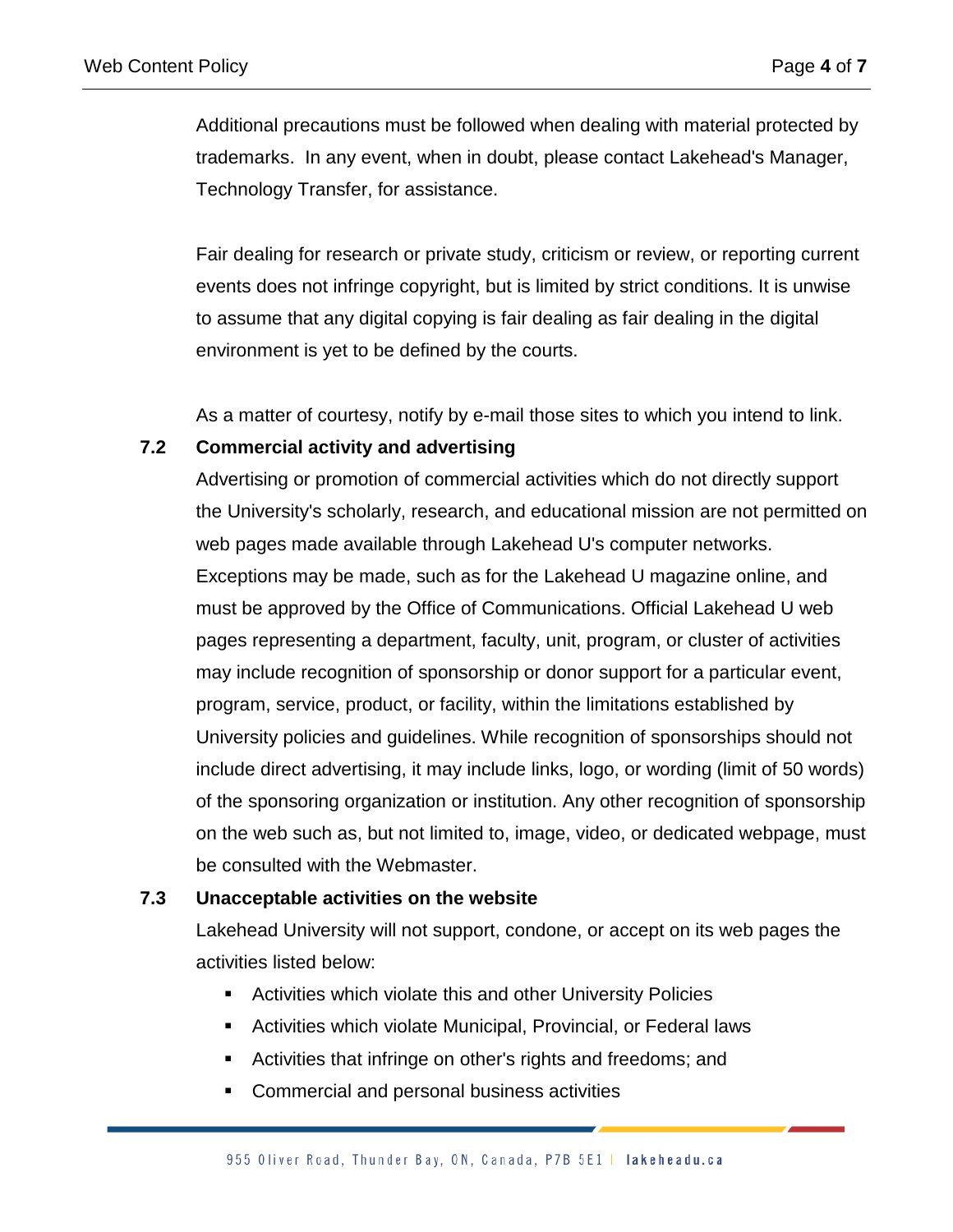Additional precautions must be followed when dealing with material protected by trademarks.  In any event, when in doubt, please contact Lakehead's Manager, Technology Transfer, for assistance.

Fair dealing for research or private study, criticism or review, or reporting current events does not infringe copyright, but is limited by strict conditions. It is unwise to assume that any digital copying is fair dealing as fair dealing in the digital environment is yet to be defined by the courts.

As a matter of courtesy, notify by e-mail those sites to which you intend to link.

### 7.2 Commercial activity and advertising

Advertising or promotion of commercial activities which do not directly support the University's scholarly, research, and educational mission are not permitted on web pages made available through Lakehead U's computer networks. Exceptions may be made, such as for the Lakehead U magazine online, and must be approved by the Office of Communications. Official Lakehead U web pages representing a department, faculty, unit, program, or cluster of activities may include recognition of sponsorship or donor support for a particular event, program, service, product, or facility, within the limitations established by University policies and guidelines. While recognition of sponsorships should not include direct advertising, it may include links, logo, or wording (limit of 50 words) of the sponsoring organization or institution. Any other recognition of sponsorship on the web such as, but not limited to, image, video, or dedicated webpage, must be consulted with the Webmaster.

### 7.3 Unacceptable activities on the website

Lakehead University will not support, condone, or accept on its web pages the activities listed below:

- Activities which violate this and other University Policies
- Activities which violate Municipal, Provincial, or Federal laws
- Activities that infringe on other's rights and freedoms; and
- Commercial and personal business activities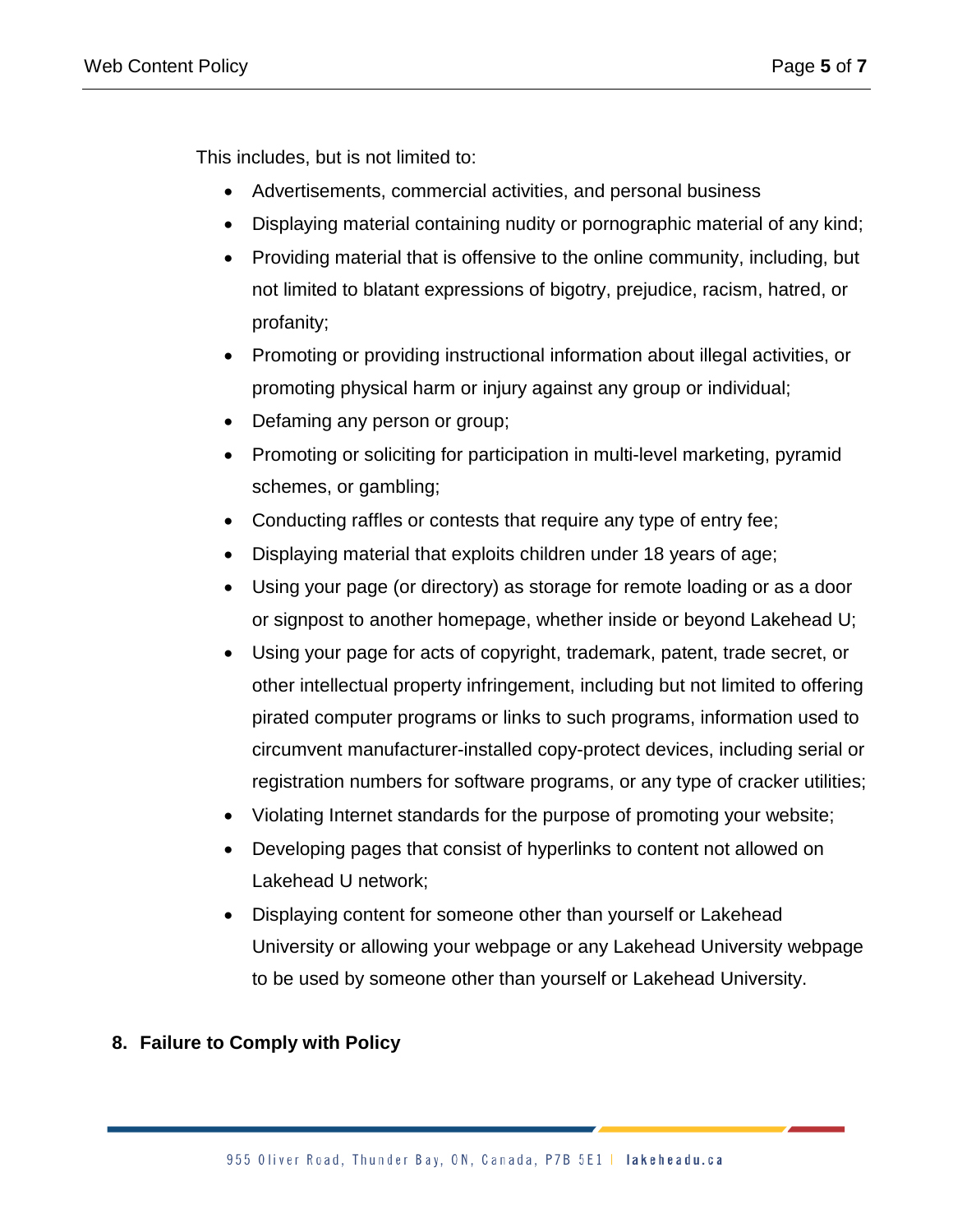This includes, but is not limited to:

- Advertisements, commercial activities, and personal business
- Displaying material containing nudity or pornographic material of any kind;
- Providing material that is offensive to the online community, including, but not limited to blatant expressions of bigotry, prejudice, racism, hatred, or profanity;
- Promoting or providing instructional information about illegal activities, or promoting physical harm or injury against any group or individual;
- Defaming any person or group;
- Promoting or soliciting for participation in multi-level marketing, pyramid schemes, or gambling;
- Conducting raffles or contests that require any type of entry fee;
- Displaying material that exploits children under 18 years of age;
- Using your page (or directory) as storage for remote loading or as a door or signpost to another homepage, whether inside or beyond Lakehead U;
- Using your page for acts of copyright, trademark, patent, trade secret, or other intellectual property infringement, including but not limited to offering pirated computer programs or links to such programs, information used to circumvent manufacturer-installed copy-protect devices, including serial or registration numbers for software programs, or any type of cracker utilities;
- Violating Internet standards for the purpose of promoting your website;
- Developing pages that consist of hyperlinks to content not allowed on Lakehead U network;
- Displaying content for someone other than yourself or Lakehead University or allowing your webpage or any Lakehead University webpage to be used by someone other than yourself or Lakehead University.

## 8. Failure to Comply with Policy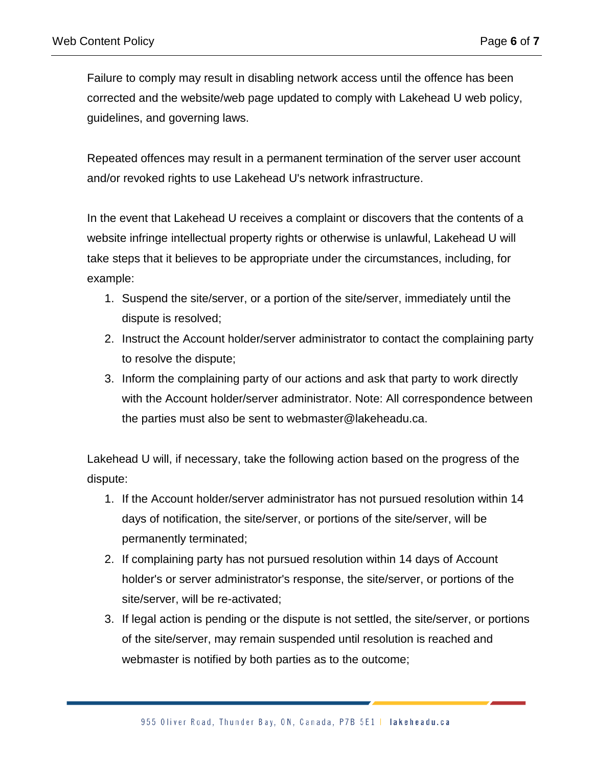Failure to comply may result in disabling network access until the offence has been corrected and the website/web page updated to comply with Lakehead U web policy, guidelines, and governing laws.

Repeated offences may result in a permanent termination of the server user account and/or revoked rights to use Lakehead U's network infrastructure.

In the event that Lakehead U receives a complaint or discovers that the contents of a website infringe intellectual property rights or otherwise is unlawful, Lakehead U will take steps that it believes to be appropriate under the circumstances, including, for example:

1. Suspend the site/server, or a portion of the site/server, immediately until the dispute is resolved;
2. Instruct the Account holder/server administrator to contact the complaining party to resolve the dispute;
3. Inform the complaining party of our actions and ask that party to work directly with the Account holder/server administrator. Note: All correspondence between the parties must also be sent to webmaster@lakeheadu.ca.

Lakehead U will, if necessary, take the following action based on the progress of the dispute:

1. If the Account holder/server administrator has not pursued resolution within 14 days of notification, the site/server, or portions of the site/server, will be permanently terminated;
2. If complaining party has not pursued resolution within 14 days of Account holder's or server administrator's response, the site/server, or portions of the site/server, will be re-activated;
3. If legal action is pending or the dispute is not settled, the site/server, or portions of the site/server, may remain suspended until resolution is reached and webmaster is notified by both parties as to the outcome;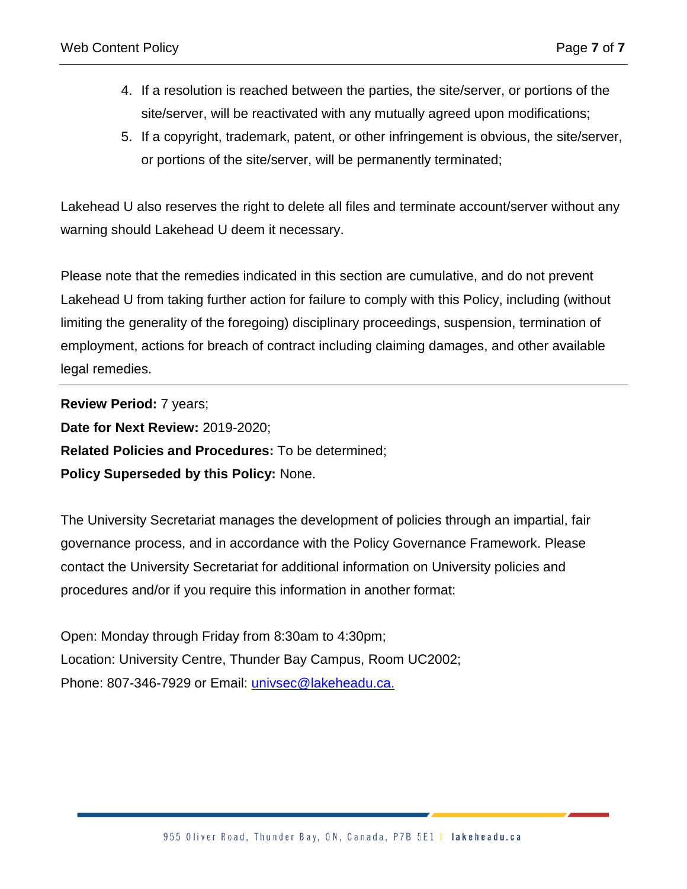4. If a resolution is reached between the parties, the site/server, or portions of the site/server, will be reactivated with any mutually agreed upon modifications;
5. If a copyright, trademark, patent, or other infringement is obvious, the site/server, or portions of the site/server, will be permanently terminated;

Lakehead U also reserves the right to delete all files and terminate account/server without any warning should Lakehead U deem it necessary.

Please note that the remedies indicated in this section are cumulative, and do not prevent Lakehead U from taking further action for failure to comply with this Policy, including (without limiting the generality of the foregoing) disciplinary proceedings, suspension, termination of employment, actions for breach of contract including claiming damages, and other available legal remedies.

---

**Review Period:** 7 years;
**Date for Next Review:** 2019-2020;
**Related Policies and Procedures:** To be determined;
**Policy Superseded by this Policy:** None.

The University Secretariat manages the development of policies through an impartial, fair governance process, and in accordance with the Policy Governance Framework. Please contact the University Secretariat for additional information on University policies and procedures and/or if you require this information in another format:

Open: Monday through Friday from 8:30am to 4:30pm;
Location: University Centre, Thunder Bay Campus, Room UC2002;
Phone: 807-346-7929 or Email: univsec@lakeheadu.ca.